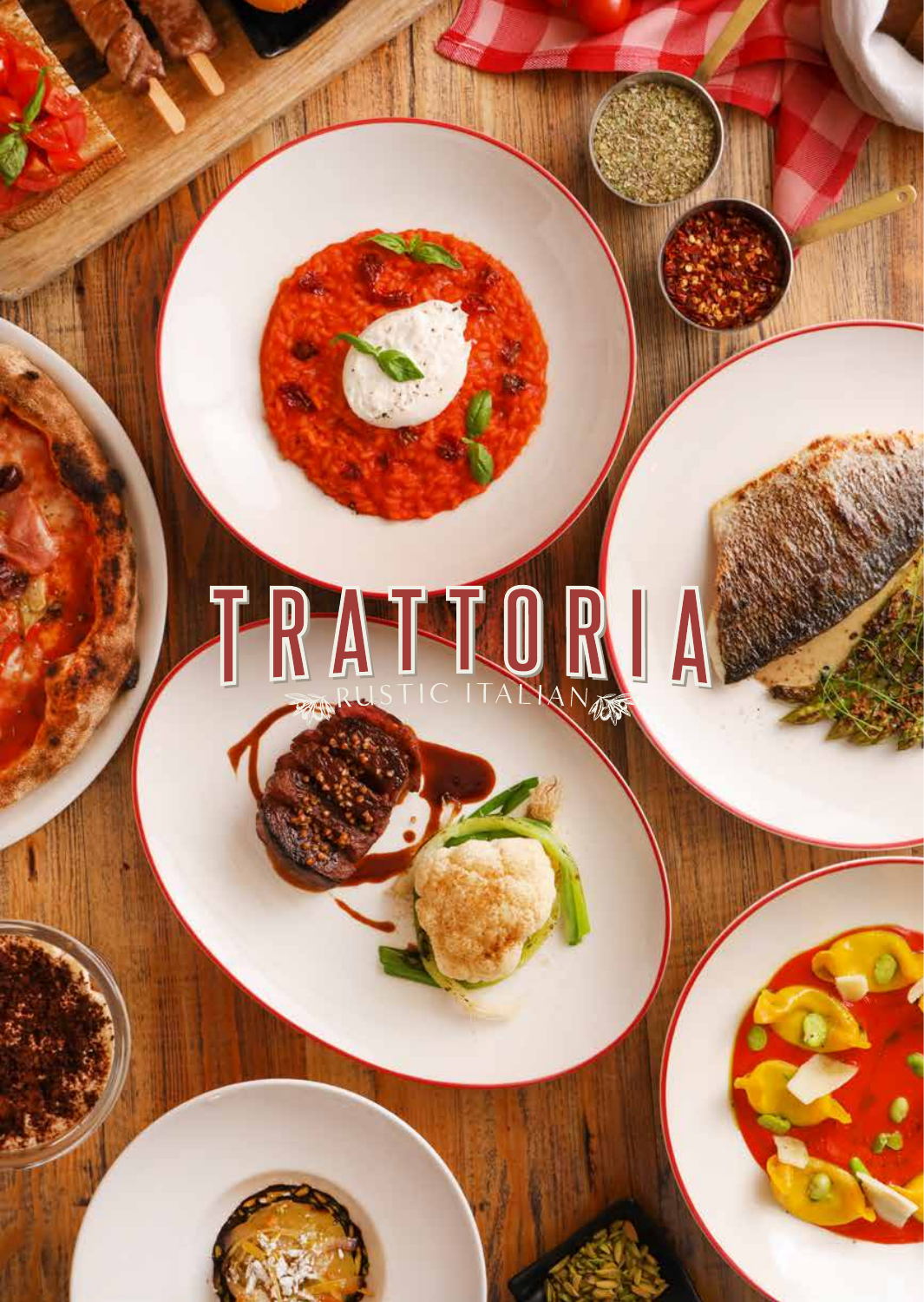# TRATTORIA

RUSTIC ITALIAN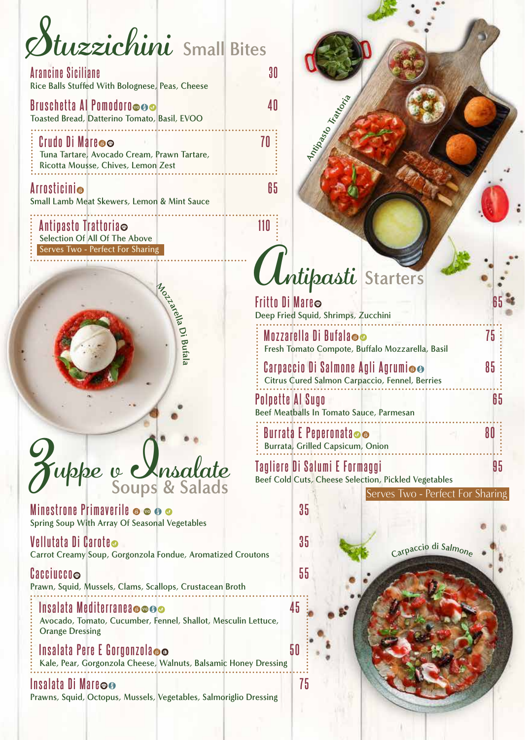# Stuzzichini Small Bites

**Arancine Siciliane** 30
Rice Balls Stuffed With Bolognese, Peas, Cheese

**Bruschetta Al Pomodoro** 40
Toasted Bread, Datterino Tomato, Basil, EVOO

**Crudo Di Mare** 70
Tuna Tartare, Avocado Cream, Prawn Tartare, Ricotta Mousse, Chives, Lemon Zest

**Arrosticini** 65
Small Lamb Meat Skewers, Lemon & Mint Sauce

**Antipasto Trattoria** 110
Selection Of All Of The Above
Serves Two - Perfect For Sharing

Antipasto Trattoria

Mozzarella Di Bufala

# Antipasti Starters

**Fritto Di Mare** 65
Deep Fried Squid, Shrimps, Zucchini

**Mozzarella Di Bufala** 75
Fresh Tomato Compote, Buffalo Mozzarella, Basil

**Carpaccio Di Salmone Agli Agrumi** 85
Citrus Cured Salmon Carpaccio, Fennel, Berries

**Polpette Al Sugo** 65
Beef Meatballs In Tomato Sauce, Parmesan

**Burrata E Peperonata** 80
Burrata, Grilled Capsicum, Onion

**Tagliere Di Salumi E Formaggi** 95
Beef Cold Cuts, Cheese Selection, Pickled Vegetables
Serves Two - Perfect For Sharing

Carpaccio di Salmone

# Zuppe e Insalate Soups & Salads

**Minestrone Primaverile** 35
Spring Soup With Array Of Seasonal Vegetables

**Vellutata Di Carote** 35
Carrot Creamy Soup, Gorgonzola Fondue, Aromatized Croutons

**Cacciucco** 55
Prawn, Squid, Mussels, Clams, Scallops, Crustacean Broth

**Insalata Mediterranea** 45
Avocado, Tomato, Cucumber, Fennel, Shallot, Mesculin Lettuce, Orange Dressing

**Insalata Pere E Gorgonzola** 50
Kale, Pear, Gorgonzola Cheese, Walnuts, Balsamic Honey Dressing

**Insalata Di Mare** 75
Prawns, Squid, Octopus, Mussels, Vegetables, Salmoriglio Dressing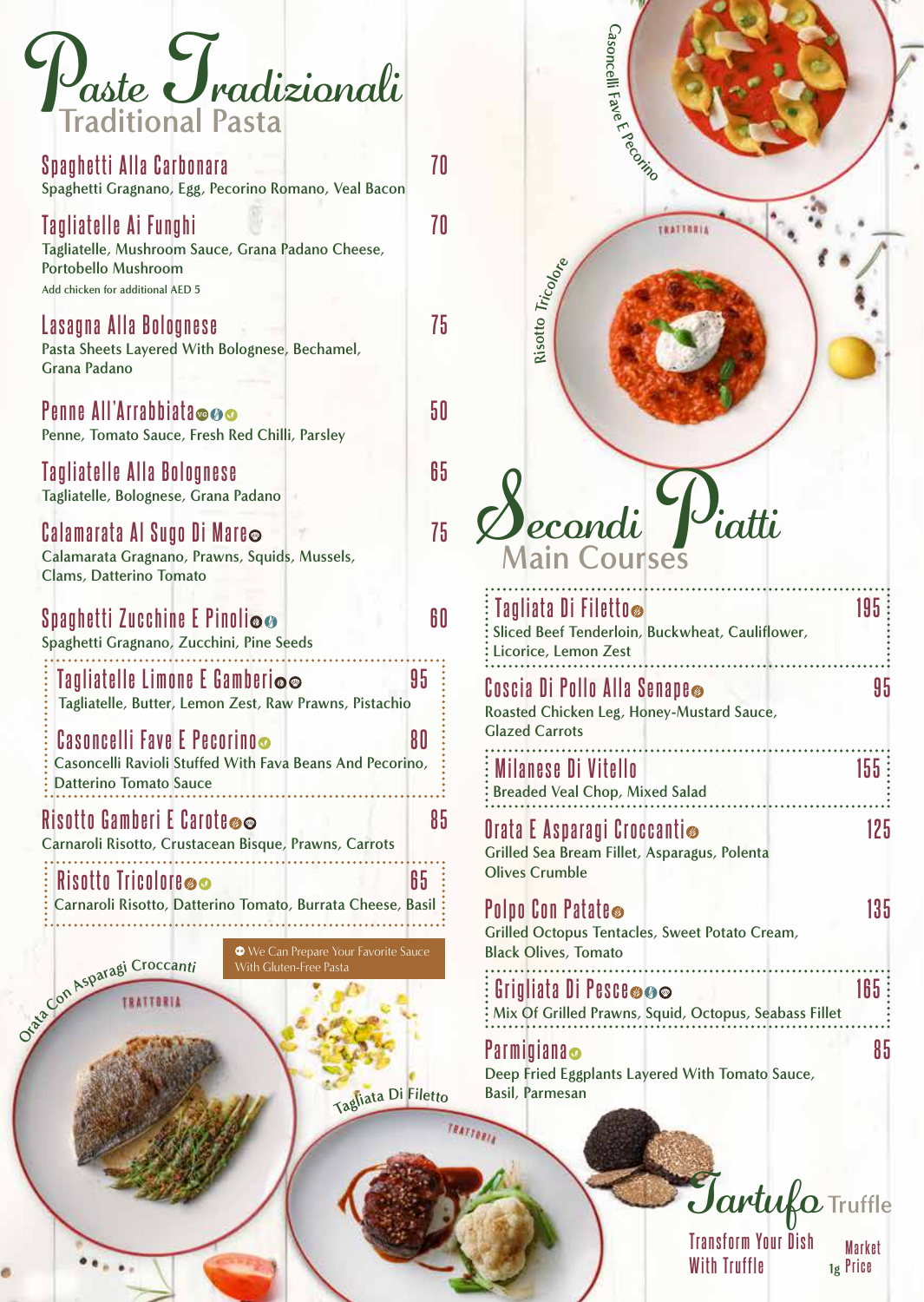# Paste Tradizionali
## Traditional Pasta

**Spaghetti Alla Carbonara** — 70
Spaghetti Gragnano, Egg, Pecorino Romano, Veal Bacon

**Tagliatelle Ai Funghi** — 70
Tagliatelle, Mushroom Sauce, Grana Padano Cheese, Portobello Mushroom
Add chicken for additional AED 5

**Lasagna Alla Bolognese** — 75
Pasta Sheets Layered With Bolognese, Bechamel, Grana Padano

**Penne All'Arrabbiata** — 50
Penne, Tomato Sauce, Fresh Red Chilli, Parsley

**Tagliatelle Alla Bolognese** — 65
Tagliatelle, Bolognese, Grana Padano

**Calamarata Al Sugo Di Mare** — 75
Calamarata Gragnano, Prawns, Squids, Mussels, Clams, Datterino Tomato

**Spaghetti Zucchine E Pinoli** — 60
Spaghetti Gragnano, Zucchini, Pine Seeds

**Tagliatelle Limone E Gamberi** — 95
Tagliatelle, Butter, Lemon Zest, Raw Prawns, Pistachio

**Casoncelli Fave E Pecorino** — 80
Casoncelli Ravioli Stuffed With Fava Beans And Pecorino, Datterino Tomato Sauce

**Risotto Gamberi E Carote** — 85
Carnaroli Risotto, Crustacean Bisque, Prawns, Carrots

**Risotto Tricolore** — 65
Carnaroli Risotto, Datterino Tomato, Burrata Cheese, Basil

We Can Prepare Your Favorite Sauce With Gluten-Free Pasta

Casoncelli Fave E Pecorino

Risotto Tricolore

Orata Con Asparagi Croccanti

Tagliata Di Filetto

# Secondi Piatti
## Main Courses

**Tagliata Di Filetto** — 195
Sliced Beef Tenderloin, Buckwheat, Cauliflower, Licorice, Lemon Zest

**Coscia Di Pollo Alla Senape** — 95
Roasted Chicken Leg, Honey-Mustard Sauce, Glazed Carrots

**Milanese Di Vitello** — 155
Breaded Veal Chop, Mixed Salad

**Orata E Asparagi Croccanti** — 125
Grilled Sea Bream Fillet, Asparagus, Polenta Olives Crumble

**Polpo Con Patate** — 135
Grilled Octopus Tentacles, Sweet Potato Cream, Black Olives, Tomato

**Grigliata Di Pesce** — 165
Mix Of Grilled Prawns, Squid, Octopus, Seabass Fillet

**Parmigiana** — 85
Deep Fried Eggplants Layered With Tomato Sauce, Basil, Parmesan

## Tartufo Truffle

Transform Your Dish With Truffle — 1g Market Price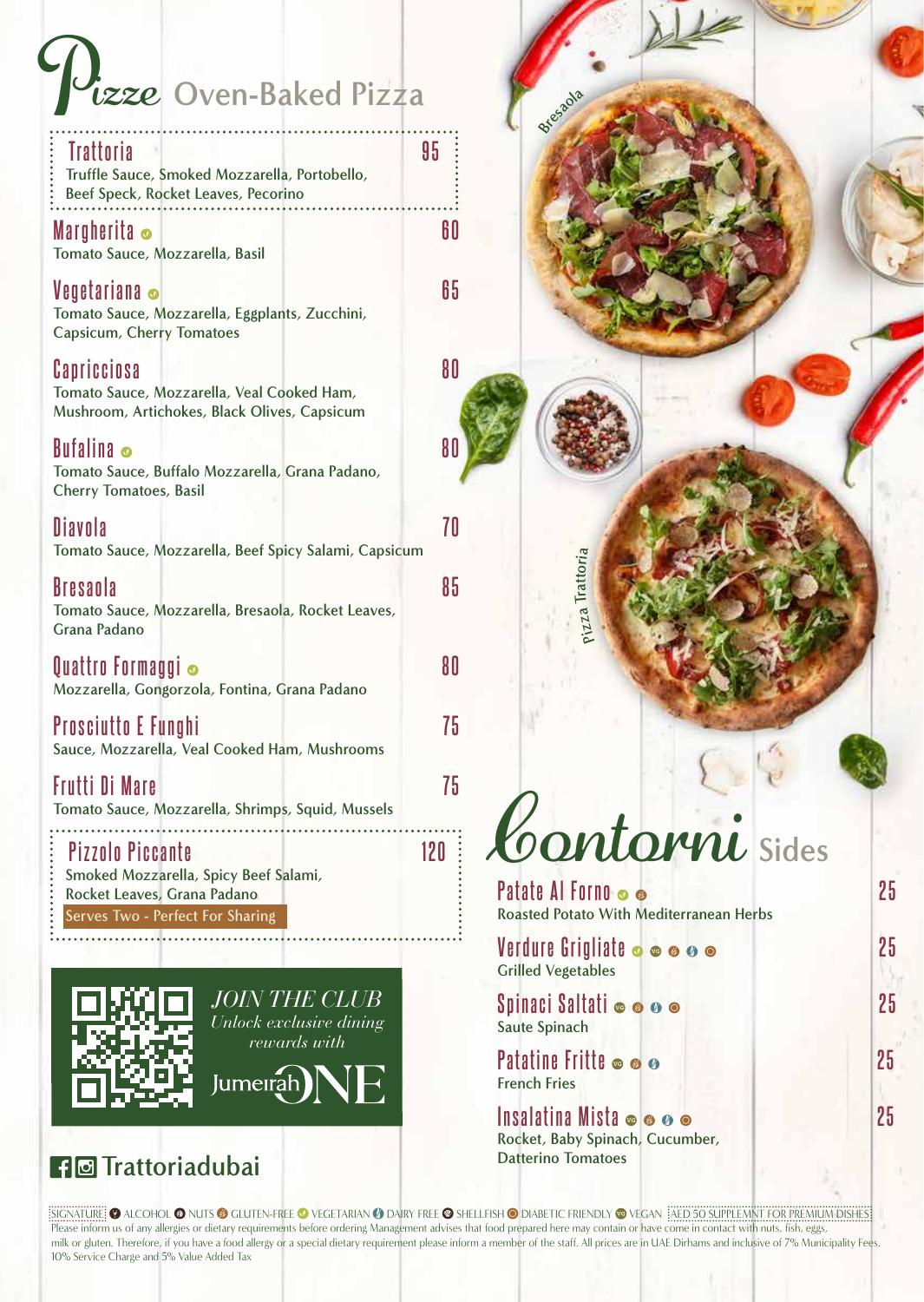# Pizze Oven-Baked Pizza

**Trattoria** — 95
Truffle Sauce, Smoked Mozzarella, Portobello, Beef Speck, Rocket Leaves, Pecorino

**Margherita** — 60
Tomato Sauce, Mozzarella, Basil

**Vegetariana** — 65
Tomato Sauce, Mozzarella, Eggplants, Zucchini, Capsicum, Cherry Tomatoes

**Capricciosa** — 80
Tomato Sauce, Mozzarella, Veal Cooked Ham, Mushroom, Artichokes, Black Olives, Capsicum

**Bufalina** — 80
Tomato Sauce, Buffalo Mozzarella, Grana Padano, Cherry Tomatoes, Basil

**Diavola** — 70
Tomato Sauce, Mozzarella, Beef Spicy Salami, Capsicum

**Bresaola** — 85
Tomato Sauce, Mozzarella, Bresaola, Rocket Leaves, Grana Padano

**Quattro Formaggi** — 80
Mozzarella, Gongorzola, Fontina, Grana Padano

**Prosciutto E Funghi** — 75
Sauce, Mozzarella, Veal Cooked Ham, Mushrooms

**Frutti Di Mare** — 75
Tomato Sauce, Mozzarella, Shrimps, Squid, Mussels

**Pizzolo Piccante** — 120
Smoked Mozzarella, Spicy Beef Salami, Rocket Leaves, Grana Padano
Serves Two - Perfect For Sharing

JOIN THE CLUB
*Unlock exclusive dining rewards with*
Jumeirah ONE

Trattoriadubai

Bresaola

Pizza Trattoria

# Contorni Sides

**Patate Al Forno** — 25
Roasted Potato With Mediterranean Herbs

**Verdure Grigliate** — 25
Grilled Vegetables

**Spinaci Saltati** — 25
Saute Spinach

**Patatine Fritte** — 25
French Fries

**Insalatina Mista** — 25
Rocket, Baby Spinach, Cucumber, Datterino Tomatoes

SIGNATURE | ALCOHOL | NUTS | GLUTEN-FREE | VEGETARIAN | DAIRY FREE | SHELLFISH | DIABETIC FRIENDLY | VEGAN | AED 50 SUPPLEMENT FOR PREMIUM DISHES

Please inform us of any allergies or dietary requirements before ordering Management advises that food prepared here may contain or have come in contact with nuts, fish, eggs, milk or gluten. Therefore, if you have a food allergy or a special dietary requirement please inform a member of the staff. All prices are in UAE Dirhams and inclusive of 7% Municipality Fees, 10% Service Charge and 5% Value Added Tax